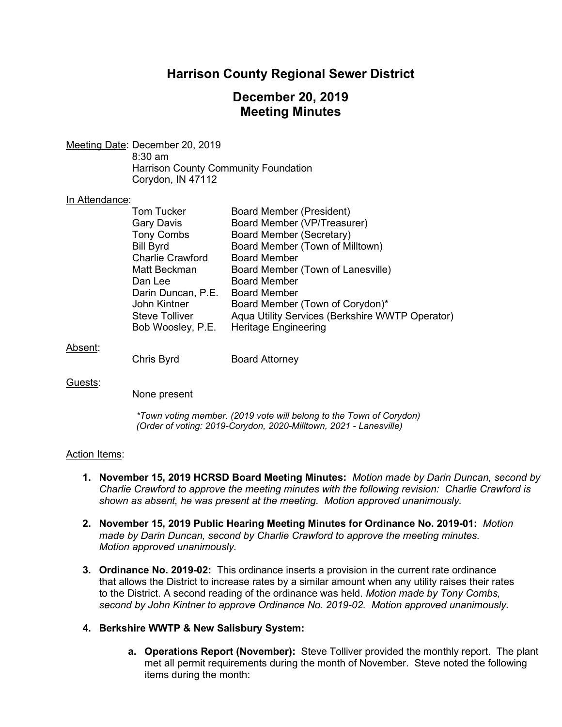# Harrison County Regional Sewer District

## December 20, 2019
## Meeting Minutes

Meeting Date: December 20, 2019
8:30 am
Harrison County Community Foundation
Corydon, IN 47112

In Attendance:

| | |
|---|---|
| Tom Tucker | Board Member (President) |
| Gary Davis | Board Member (VP/Treasurer) |
| Tony Combs | Board Member (Secretary) |
| Bill Byrd | Board Member (Town of Milltown) |
| Charlie Crawford | Board Member |
| Matt Beckman | Board Member (Town of Lanesville) |
| Dan Lee | Board Member |
| Darin Duncan, P.E. | Board Member |
| John Kintner | Board Member (Town of Corydon)* |
| Steve Tolliver | Aqua Utility Services (Berkshire WWTP Operator) |
| Bob Woosley, P.E. | Heritage Engineering |

Absent:

| | |
|---|---|
| Chris Byrd | Board Attorney |

Guests:

None present

*\*Town voting member. (2019 vote will belong to the Town of Corydon)*
*(Order of voting: 2019-Corydon, 2020-Milltown, 2021 - Lanesville)*

Action Items:

1. **November 15, 2019 HCRSD Board Meeting Minutes:** *Motion made by Darin Duncan, second by Charlie Crawford to approve the meeting minutes with the following revision: Charlie Crawford is shown as absent, he was present at the meeting. Motion approved unanimously.*

2. **November 15, 2019 Public Hearing Meeting Minutes for Ordinance No. 2019-01:** *Motion made by Darin Duncan, second by Charlie Crawford to approve the meeting minutes. Motion approved unanimously.*

3. **Ordinance No. 2019-02:** This ordinance inserts a provision in the current rate ordinance that allows the District to increase rates by a similar amount when any utility raises their rates to the District. A second reading of the ordinance was held. *Motion made by Tony Combs, second by John Kintner to approve Ordinance No. 2019-02. Motion approved unanimously.*

4. **Berkshire WWTP & New Salisbury System:**

   a. **Operations Report (November):** Steve Tolliver provided the monthly report. The plant met all permit requirements during the month of November. Steve noted the following items during the month: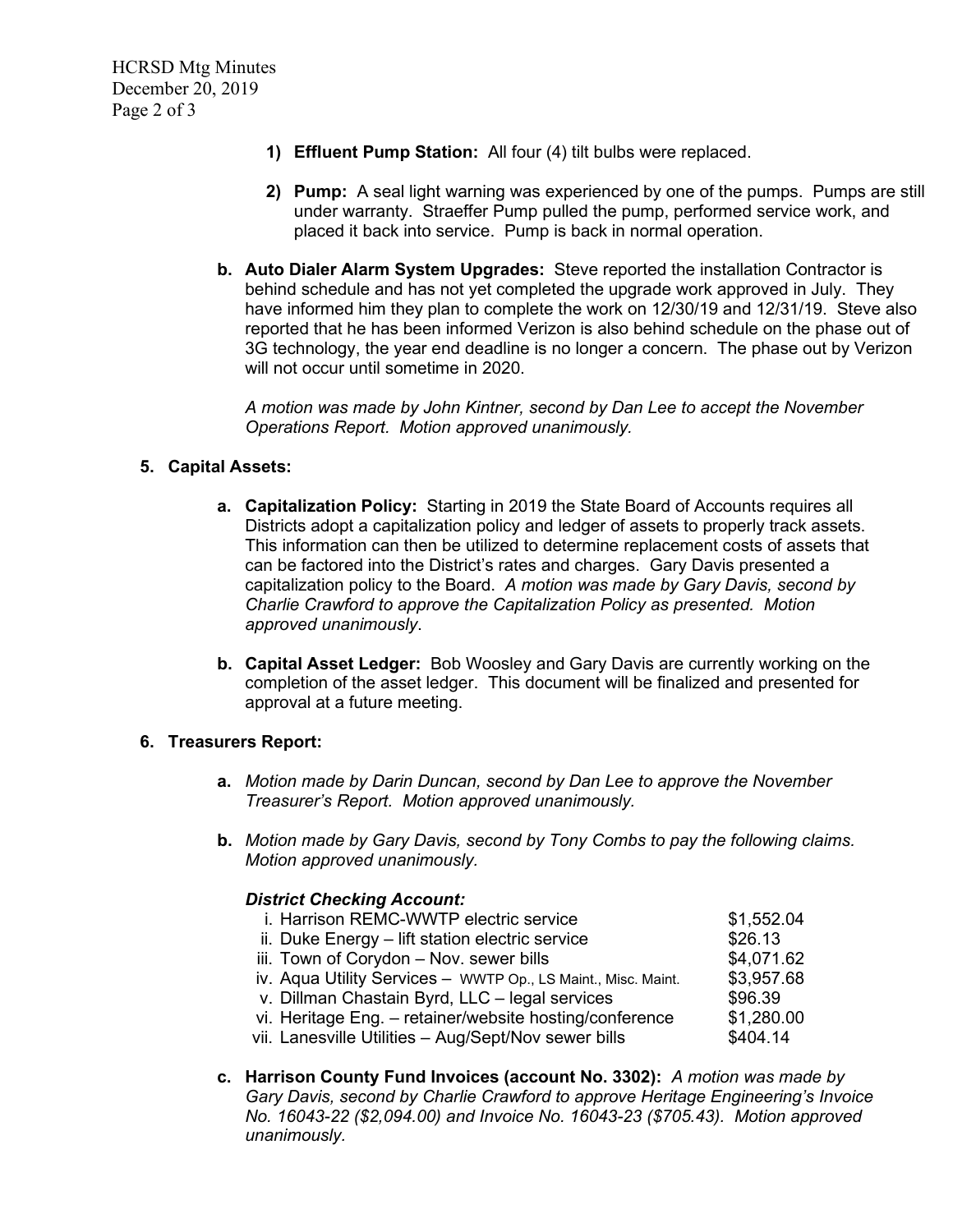1) **Effluent Pump Station:** All four (4) tilt bulbs were replaced.

2) **Pump:** A seal light warning was experienced by one of the pumps. Pumps are still under warranty. Straeffer Pump pulled the pump, performed service work, and placed it back into service. Pump is back in normal operation.

**b. Auto Dialer Alarm System Upgrades:** Steve reported the installation Contractor is behind schedule and has not yet completed the upgrade work approved in July. They have informed him they plan to complete the work on 12/30/19 and 12/31/19. Steve also reported that he has been informed Verizon is also behind schedule on the phase out of 3G technology, the year end deadline is no longer a concern. The phase out by Verizon will not occur until sometime in 2020.

*A motion was made by John Kintner, second by Dan Lee to accept the November Operations Report. Motion approved unanimously.*

## 5. Capital Assets:

**a. Capitalization Policy:** Starting in 2019 the State Board of Accounts requires all Districts adopt a capitalization policy and ledger of assets to properly track assets. This information can then be utilized to determine replacement costs of assets that can be factored into the District's rates and charges. Gary Davis presented a capitalization policy to the Board. *A motion was made by Gary Davis, second by Charlie Crawford to approve the Capitalization Policy as presented. Motion approved unanimously*.

**b. Capital Asset Ledger:** Bob Woosley and Gary Davis are currently working on the completion of the asset ledger. This document will be finalized and presented for approval at a future meeting.

## 6. Treasurers Report:

**a.** *Motion made by Darin Duncan, second by Dan Lee to approve the November Treasurer's Report. Motion approved unanimously.*

**b.** *Motion made by Gary Davis, second by Tony Combs to pay the following claims. Motion approved unanimously.*

***District Checking Account:***

| | |
|---|---|
| i. Harrison REMC-WWTP electric service | $1,552.04 |
| ii. Duke Energy – lift station electric service | $26.13 |
| iii. Town of Corydon – Nov. sewer bills | $4,071.62 |
| iv. Aqua Utility Services – WWTP Op., LS Maint., Misc. Maint. | $3,957.68 |
| v. Dillman Chastain Byrd, LLC – legal services | $96.39 |
| vi. Heritage Eng. – retainer/website hosting/conference | $1,280.00 |
| vii. Lanesville Utilities – Aug/Sept/Nov sewer bills | $404.14 |

**c. Harrison County Fund Invoices (account No. 3302):** *A motion was made by Gary Davis, second by Charlie Crawford to approve Heritage Engineering's Invoice No. 16043-22 ($2,094.00) and Invoice No. 16043-23 ($705.43). Motion approved unanimously.*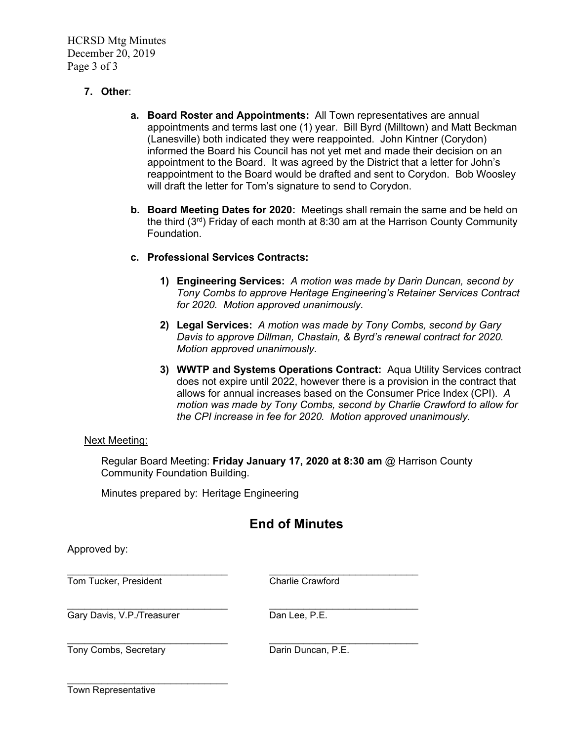**7. Other**:

a. **Board Roster and Appointments:** All Town representatives are annual appointments and terms last one (1) year. Bill Byrd (Milltown) and Matt Beckman (Lanesville) both indicated they were reappointed. John Kintner (Corydon) informed the Board his Council has not yet met and made their decision on an appointment to the Board. It was agreed by the District that a letter for John's reappointment to the Board would be drafted and sent to Corydon. Bob Woosley will draft the letter for Tom's signature to send to Corydon.

b. **Board Meeting Dates for 2020:** Meetings shall remain the same and be held on the third (3rd) Friday of each month at 8:30 am at the Harrison County Community Foundation.

c. **Professional Services Contracts:**

1) **Engineering Services:** *A motion was made by Darin Duncan, second by Tony Combs to approve Heritage Engineering's Retainer Services Contract for 2020. Motion approved unanimously.*

2) **Legal Services:** *A motion was made by Tony Combs, second by Gary Davis to approve Dillman, Chastain, & Byrd's renewal contract for 2020. Motion approved unanimously.*

3) **WWTP and Systems Operations Contract:** Aqua Utility Services contract does not expire until 2022, however there is a provision in the contract that allows for annual increases based on the Consumer Price Index (CPI). *A motion was made by Tony Combs, second by Charlie Crawford to allow for the CPI increase in fee for 2020. Motion approved unanimously.*

Next Meeting:

Regular Board Meeting: **Friday January 17, 2020 at 8:30 am** @ Harrison County Community Foundation Building.

Minutes prepared by: Heritage Engineering

## End of Minutes

Approved by:

______________________________
Tom Tucker, President

______________________________
Charlie Crawford

______________________________
Gary Davis, V.P./Treasurer

______________________________
Dan Lee, P.E.

______________________________
Tony Combs, Secretary

______________________________
Darin Duncan, P.E.

______________________________
Town Representative